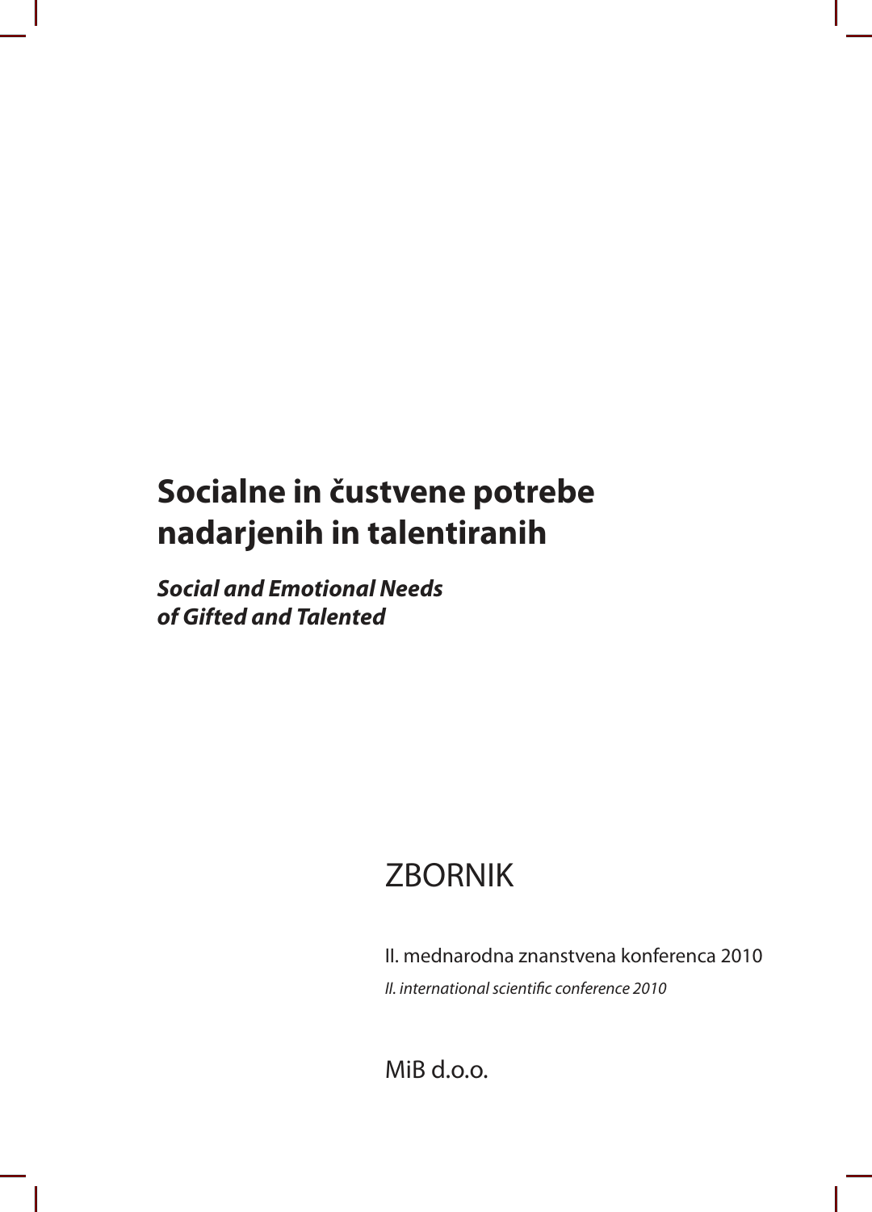# Socialne in čustvene potrebe nadarjenih in talentiranih

***Social and Emotional Needs of Gifted and Talented***

ZBORNIK

II. mednarodna znanstvena konferenca 2010

*II. international scientific conference 2010*

MiB d.o.o.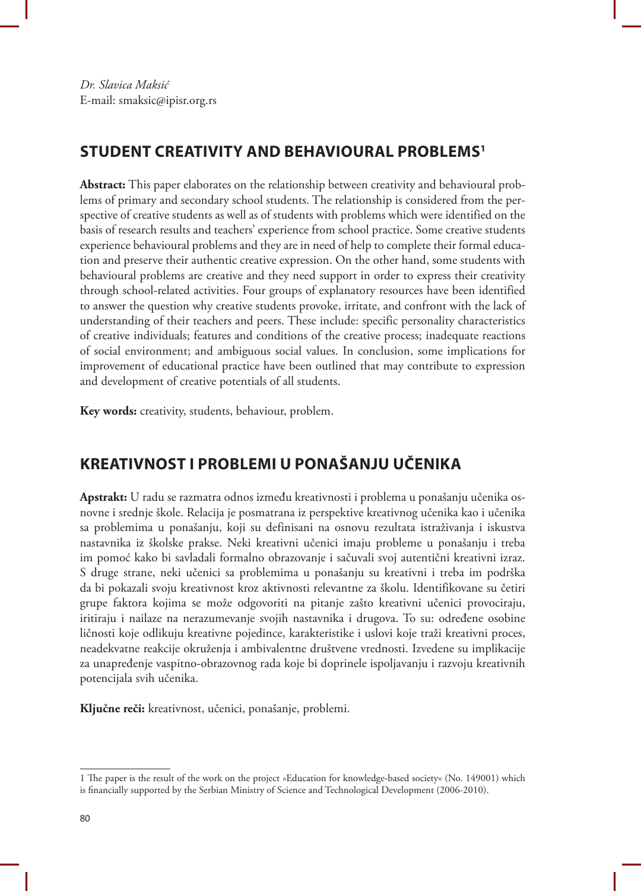*Dr. Slavica Maksić*
E-mail: smaksic@ipisr.org.rs

## STUDENT CREATIVITY AND BEHAVIOURAL PROBLEMS[1]

**Abstract:** This paper elaborates on the relationship between creativity and behavioural problems of primary and secondary school students. The relationship is considered from the perspective of creative students as well as of students with problems which were identified on the basis of research results and teachers' experience from school practice. Some creative students experience behavioural problems and they are in need of help to complete their formal education and preserve their authentic creative expression. On the other hand, some students with behavioural problems are creative and they need support in order to express their creativity through school-related activities. Four groups of explanatory resources have been identified to answer the question why creative students provoke, irritate, and confront with the lack of understanding of their teachers and peers. These include: specific personality characteristics of creative individuals; features and conditions of the creative process; inadequate reactions of social environment; and ambiguous social values. In conclusion, some implications for improvement of educational practice have been outlined that may contribute to expression and development of creative potentials of all students.

**Key words:** creativity, students, behaviour, problem.

## KREATIVNOST I PROBLEMI U PONAŠANJU UČENIKA

**Apstrakt:** U radu se razmatra odnos između kreativnosti i problema u ponašanju učenika osnovne i srednje škole. Relacija je posmatrana iz perspektive kreativnog učenika kao i učenika sa problemima u ponašanju, koji su definisani na osnovu rezultata istraživanja i iskustva nastavnika iz školske prakse. Neki kreativni učenici imaju probleme u ponašanju i treba im pomoć kako bi savladali formalno obrazovanje i sačuvali svoj autentični kreativni izraz. S druge strane, neki učenici sa problemima u ponašanju su kreativni i treba im podrška da bi pokazali svoju kreativnost kroz aktivnosti relevantne za školu. Identifikovane su četiri grupe faktora kojima se može odgovoriti na pitanje zašto kreativni učenici provociraju, iritiraju i nailaze na nerazumevanje svojih nastavnika i drugova. To su: određene osobine ličnosti koje odlikuju kreativne pojedince, karakteristike i uslovi koje traži kreativni proces, neadekvatne reakcije okruženja i ambivalentne društvene vrednosti. Izvedene su implikacije za unapređenje vaspitno-obrazovnog rada koje bi doprinele ispoljavanju i razvoju kreativnih potencijala svih učenika.

**Ključne reči:** kreativnost, učenici, ponašanje, problemi.

---

1 The paper is the result of the work on the project »Education for knowledge-based society« (No. 149001) which is financially supported by the Serbian Ministry of Science and Technological Development (2006-2010).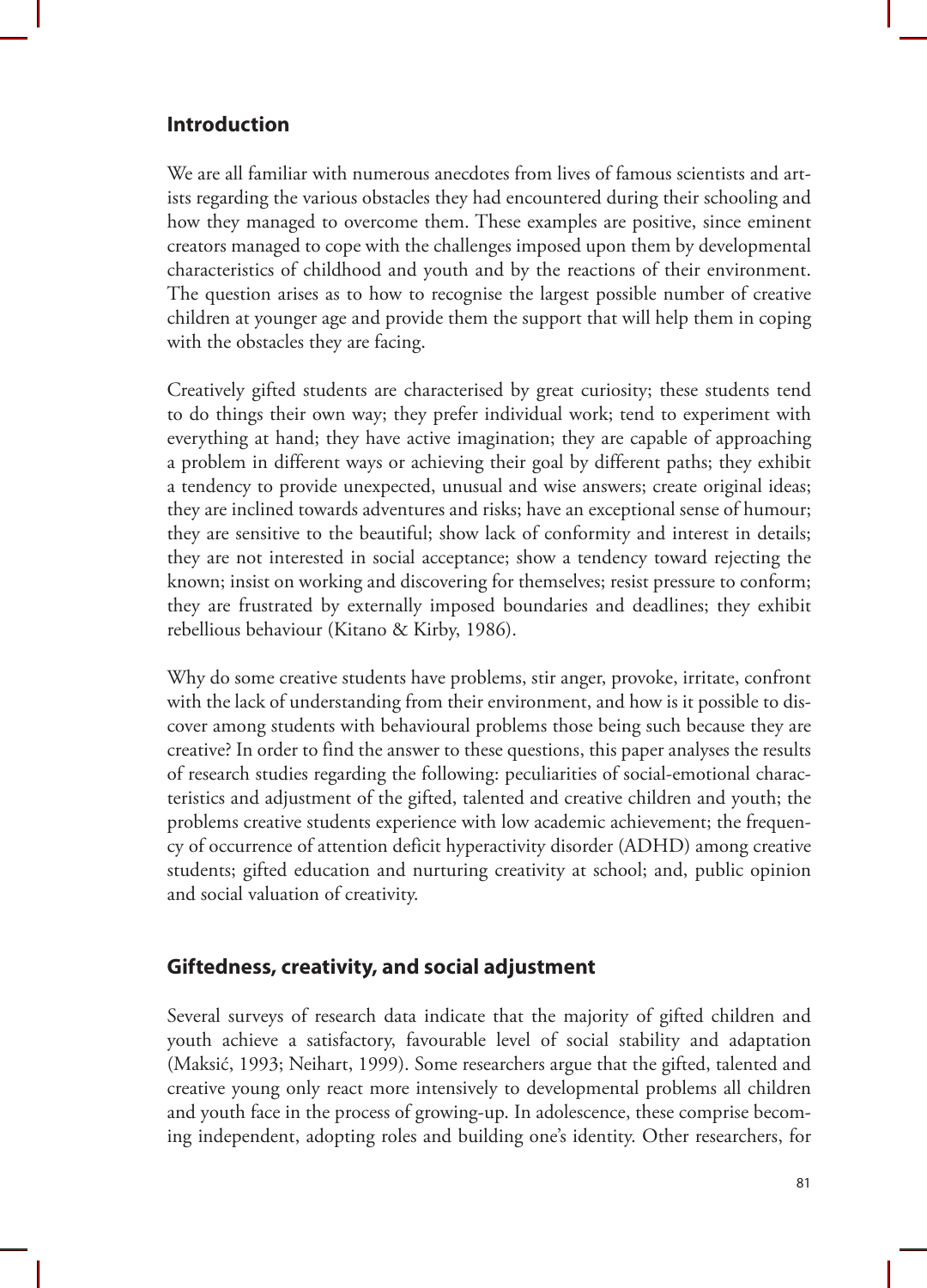## Introduction

We are all familiar with numerous anecdotes from lives of famous scientists and artists regarding the various obstacles they had encountered during their schooling and how they managed to overcome them. These examples are positive, since eminent creators managed to cope with the challenges imposed upon them by developmental characteristics of childhood and youth and by the reactions of their environment. The question arises as to how to recognise the largest possible number of creative children at younger age and provide them the support that will help them in coping with the obstacles they are facing.

Creatively gifted students are characterised by great curiosity; these students tend to do things their own way; they prefer individual work; tend to experiment with everything at hand; they have active imagination; they are capable of approaching a problem in different ways or achieving their goal by different paths; they exhibit a tendency to provide unexpected, unusual and wise answers; create original ideas; they are inclined towards adventures and risks; have an exceptional sense of humour; they are sensitive to the beautiful; show lack of conformity and interest in details; they are not interested in social acceptance; show a tendency toward rejecting the known; insist on working and discovering for themselves; resist pressure to conform; they are frustrated by externally imposed boundaries and deadlines; they exhibit rebellious behaviour (Kitano & Kirby, 1986).

Why do some creative students have problems, stir anger, provoke, irritate, confront with the lack of understanding from their environment, and how is it possible to discover among students with behavioural problems those being such because they are creative? In order to find the answer to these questions, this paper analyses the results of research studies regarding the following: peculiarities of social-emotional characteristics and adjustment of the gifted, talented and creative children and youth; the problems creative students experience with low academic achievement; the frequency of occurrence of attention deficit hyperactivity disorder (ADHD) among creative students; gifted education and nurturing creativity at school; and, public opinion and social valuation of creativity.

## Giftedness, creativity, and social adjustment

Several surveys of research data indicate that the majority of gifted children and youth achieve a satisfactory, favourable level of social stability and adaptation (Maksić, 1993; Neihart, 1999). Some researchers argue that the gifted, talented and creative young only react more intensively to developmental problems all children and youth face in the process of growing-up. In adolescence, these comprise becoming independent, adopting roles and building one's identity. Other researchers, for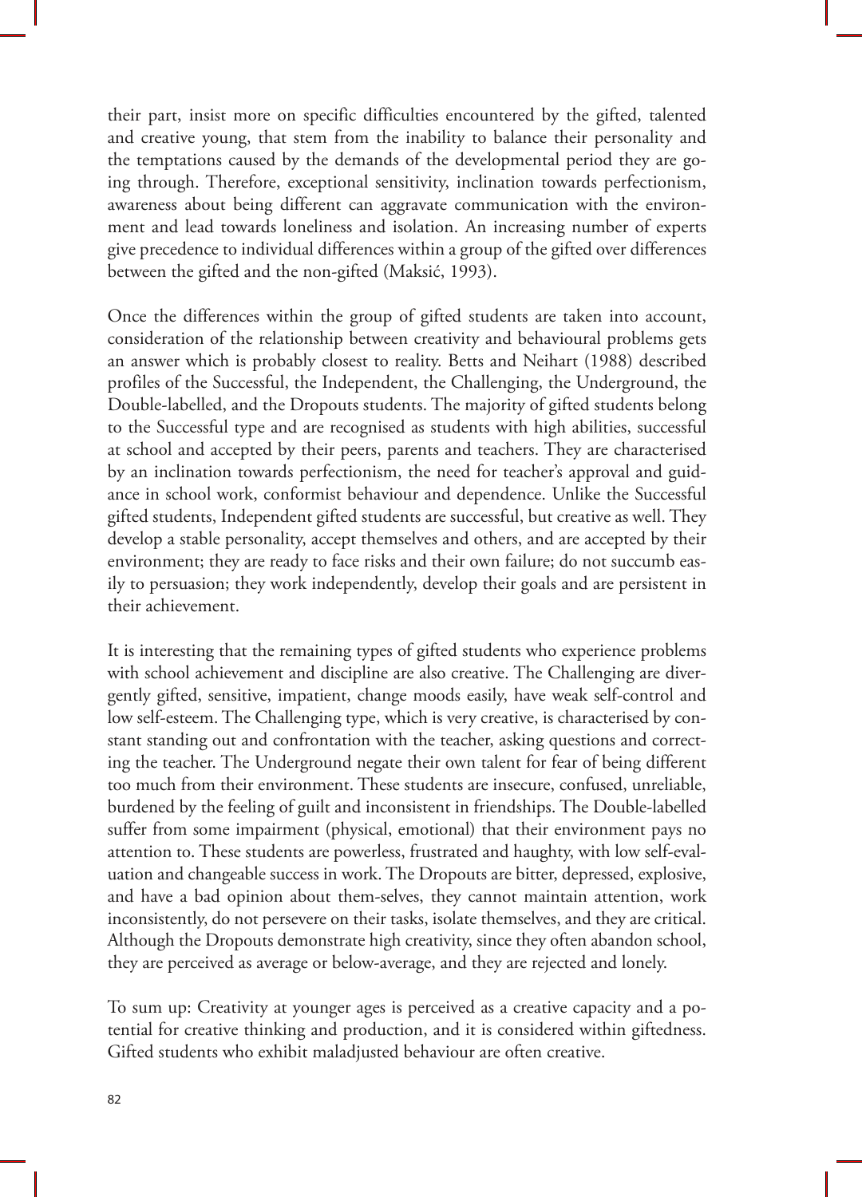their part, insist more on specific difficulties encountered by the gifted, talented and creative young, that stem from the inability to balance their personality and the temptations caused by the demands of the developmental period they are going through. Therefore, exceptional sensitivity, inclination towards perfectionism, awareness about being different can aggravate communication with the environment and lead towards loneliness and isolation. An increasing number of experts give precedence to individual differences within a group of the gifted over differences between the gifted and the non-gifted (Maksić, 1993).

Once the differences within the group of gifted students are taken into account, consideration of the relationship between creativity and behavioural problems gets an answer which is probably closest to reality. Betts and Neihart (1988) described profiles of the Successful, the Independent, the Challenging, the Underground, the Double-labelled, and the Dropouts students. The majority of gifted students belong to the Successful type and are recognised as students with high abilities, successful at school and accepted by their peers, parents and teachers. They are characterised by an inclination towards perfectionism, the need for teacher's approval and guidance in school work, conformist behaviour and dependence. Unlike the Successful gifted students, Independent gifted students are successful, but creative as well. They develop a stable personality, accept themselves and others, and are accepted by their environment; they are ready to face risks and their own failure; do not succumb easily to persuasion; they work independently, develop their goals and are persistent in their achievement.

It is interesting that the remaining types of gifted students who experience problems with school achievement and discipline are also creative. The Challenging are divergently gifted, sensitive, impatient, change moods easily, have weak self-control and low self-esteem. The Challenging type, which is very creative, is characterised by constant standing out and confrontation with the teacher, asking questions and correcting the teacher. The Underground negate their own talent for fear of being different too much from their environment. These students are insecure, confused, unreliable, burdened by the feeling of guilt and inconsistent in friendships. The Double-labelled suffer from some impairment (physical, emotional) that their environment pays no attention to. These students are powerless, frustrated and haughty, with low self-evaluation and changeable success in work. The Dropouts are bitter, depressed, explosive, and have a bad opinion about them-selves, they cannot maintain attention, work inconsistently, do not persevere on their tasks, isolate themselves, and they are critical. Although the Dropouts demonstrate high creativity, since they often abandon school, they are perceived as average or below-average, and they are rejected and lonely.

To sum up: Creativity at younger ages is perceived as a creative capacity and a potential for creative thinking and production, and it is considered within giftedness. Gifted students who exhibit maladjusted behaviour are often creative.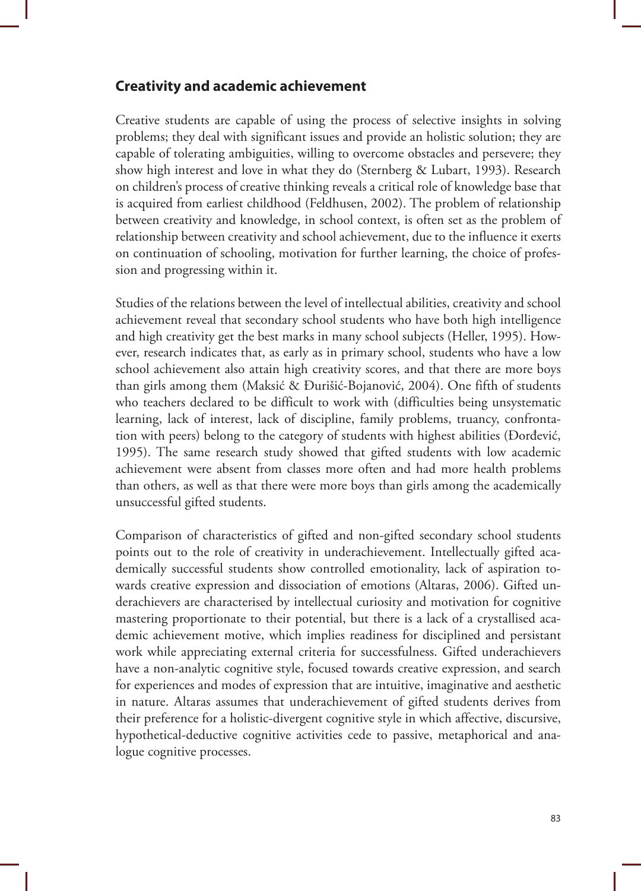## Creativity and academic achievement

Creative students are capable of using the process of selective insights in solving problems; they deal with significant issues and provide an holistic solution; they are capable of tolerating ambiguities, willing to overcome obstacles and persevere; they show high interest and love in what they do (Sternberg & Lubart, 1993). Research on children's process of creative thinking reveals a critical role of knowledge base that is acquired from earliest childhood (Feldhusen, 2002). The problem of relationship between creativity and knowledge, in school context, is often set as the problem of relationship between creativity and school achievement, due to the influence it exerts on continuation of schooling, motivation for further learning, the choice of profession and progressing within it.

Studies of the relations between the level of intellectual abilities, creativity and school achievement reveal that secondary school students who have both high intelligence and high creativity get the best marks in many school subjects (Heller, 1995). However, research indicates that, as early as in primary school, students who have a low school achievement also attain high creativity scores, and that there are more boys than girls among them (Maksić & Đurišić-Bojanović, 2004). One fifth of students who teachers declared to be difficult to work with (difficulties being unsystematic learning, lack of interest, lack of discipline, family problems, truancy, confrontation with peers) belong to the category of students with highest abilities (Đorđević, 1995). The same research study showed that gifted students with low academic achievement were absent from classes more often and had more health problems than others, as well as that there were more boys than girls among the academically unsuccessful gifted students.

Comparison of characteristics of gifted and non-gifted secondary school students points out to the role of creativity in underachievement. Intellectually gifted academically successful students show controlled emotionality, lack of aspiration towards creative expression and dissociation of emotions (Altaras, 2006). Gifted underachievers are characterised by intellectual curiosity and motivation for cognitive mastering proportionate to their potential, but there is a lack of a crystallised academic achievement motive, which implies readiness for disciplined and persistant work while appreciating external criteria for successfulness. Gifted underachievers have a non-analytic cognitive style, focused towards creative expression, and search for experiences and modes of expression that are intuitive, imaginative and aesthetic in nature. Altaras assumes that underachievement of gifted students derives from their preference for a holistic-divergent cognitive style in which affective, discursive, hypothetical-deductive cognitive activities cede to passive, metaphorical and analogue cognitive processes.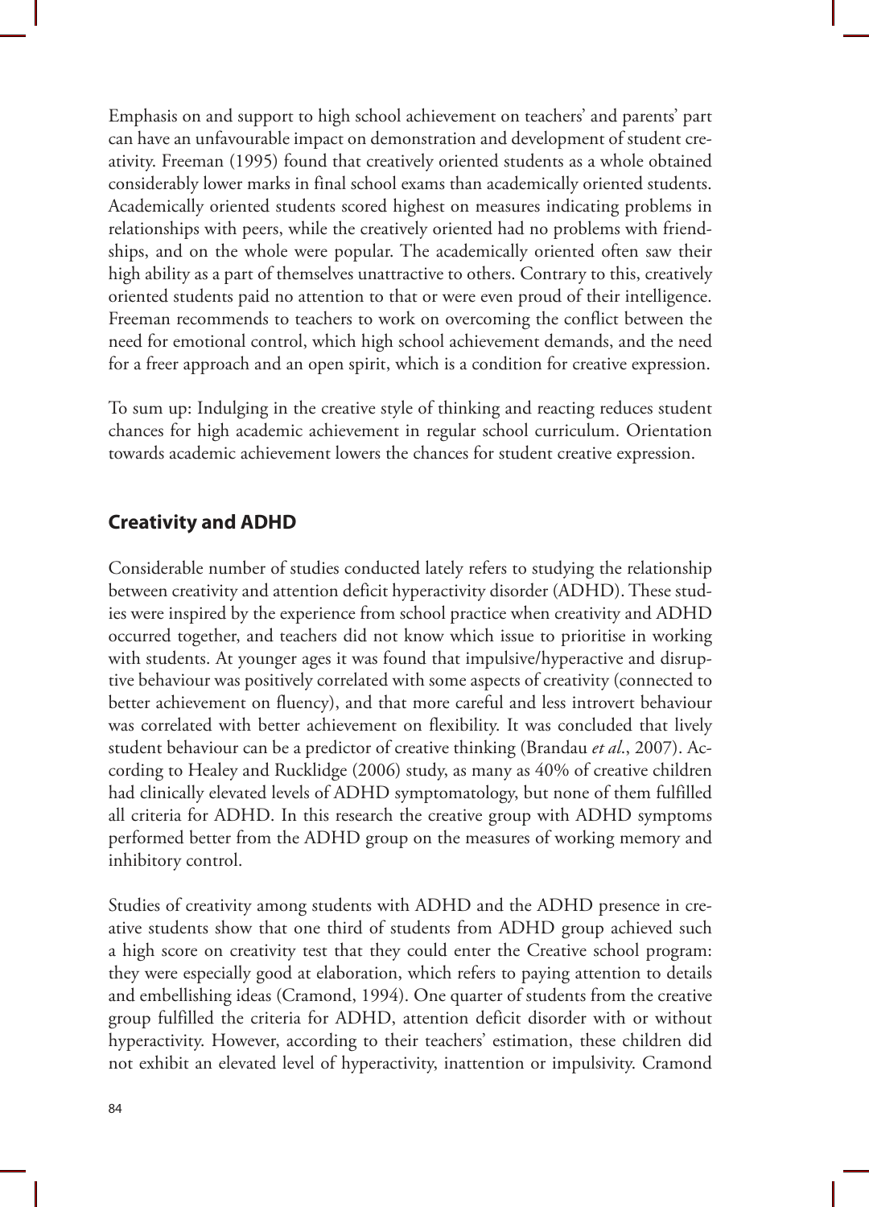Emphasis on and support to high school achievement on teachers' and parents' part can have an unfavourable impact on demonstration and development of student creativity. Freeman (1995) found that creatively oriented students as a whole obtained considerably lower marks in final school exams than academically oriented students. Academically oriented students scored highest on measures indicating problems in relationships with peers, while the creatively oriented had no problems with friendships, and on the whole were popular. The academically oriented often saw their high ability as a part of themselves unattractive to others. Contrary to this, creatively oriented students paid no attention to that or were even proud of their intelligence. Freeman recommends to teachers to work on overcoming the conflict between the need for emotional control, which high school achievement demands, and the need for a freer approach and an open spirit, which is a condition for creative expression.

To sum up: Indulging in the creative style of thinking and reacting reduces student chances for high academic achievement in regular school curriculum. Orientation towards academic achievement lowers the chances for student creative expression.

## Creativity and ADHD

Considerable number of studies conducted lately refers to studying the relationship between creativity and attention deficit hyperactivity disorder (ADHD). These studies were inspired by the experience from school practice when creativity and ADHD occurred together, and teachers did not know which issue to prioritise in working with students. At younger ages it was found that impulsive/hyperactive and disruptive behaviour was positively correlated with some aspects of creativity (connected to better achievement on fluency), and that more careful and less introvert behaviour was correlated with better achievement on flexibility. It was concluded that lively student behaviour can be a predictor of creative thinking (Brandau *et al*., 2007). According to Healey and Rucklidge (2006) study, as many as 40% of creative children had clinically elevated levels of ADHD symptomatology, but none of them fulfilled all criteria for ADHD. In this research the creative group with ADHD symptoms performed better from the ADHD group on the measures of working memory and inhibitory control.

Studies of creativity among students with ADHD and the ADHD presence in creative students show that one third of students from ADHD group achieved such a high score on creativity test that they could enter the Creative school program: they were especially good at elaboration, which refers to paying attention to details and embellishing ideas (Cramond, 1994). One quarter of students from the creative group fulfilled the criteria for ADHD, attention deficit disorder with or without hyperactivity. However, according to their teachers' estimation, these children did not exhibit an elevated level of hyperactivity, inattention or impulsivity. Cramond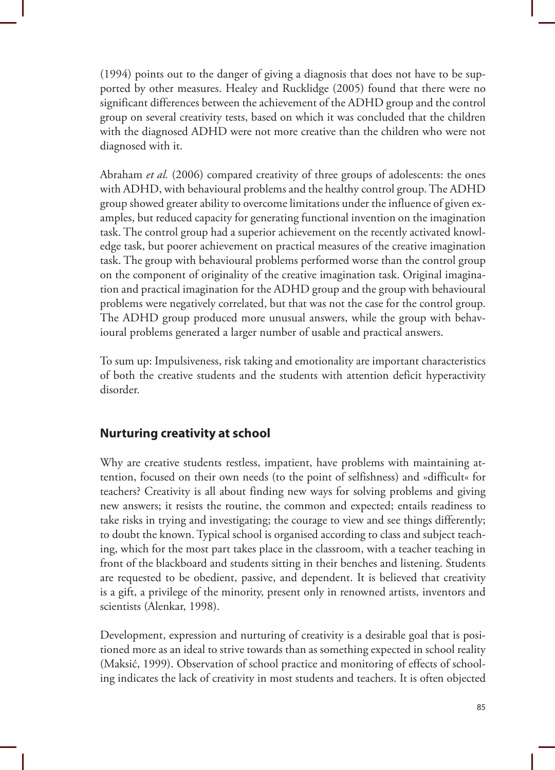(1994) points out to the danger of giving a diagnosis that does not have to be supported by other measures. Healey and Rucklidge (2005) found that there were no significant differences between the achievement of the ADHD group and the control group on several creativity tests, based on which it was concluded that the children with the diagnosed ADHD were not more creative than the children who were not diagnosed with it.

Abraham *et al.* (2006) compared creativity of three groups of adolescents: the ones with ADHD, with behavioural problems and the healthy control group. The ADHD group showed greater ability to overcome limitations under the influence of given examples, but reduced capacity for generating functional invention on the imagination task. The control group had a superior achievement on the recently activated knowledge task, but poorer achievement on practical measures of the creative imagination task. The group with behavioural problems performed worse than the control group on the component of originality of the creative imagination task. Original imagination and practical imagination for the ADHD group and the group with behavioural problems were negatively correlated, but that was not the case for the control group. The ADHD group produced more unusual answers, while the group with behavioural problems generated a larger number of usable and practical answers.

To sum up: Impulsiveness, risk taking and emotionality are important characteristics of both the creative students and the students with attention deficit hyperactivity disorder.

## Nurturing creativity at school

Why are creative students restless, impatient, have problems with maintaining attention, focused on their own needs (to the point of selfishness) and »difficult« for teachers? Creativity is all about finding new ways for solving problems and giving new answers; it resists the routine, the common and expected; entails readiness to take risks in trying and investigating; the courage to view and see things differently; to doubt the known. Typical school is organised according to class and subject teaching, which for the most part takes place in the classroom, with a teacher teaching in front of the blackboard and students sitting in their benches and listening. Students are requested to be obedient, passive, and dependent. It is believed that creativity is a gift, a privilege of the minority, present only in renowned artists, inventors and scientists (Alenkar, 1998).

Development, expression and nurturing of creativity is a desirable goal that is positioned more as an ideal to strive towards than as something expected in school reality (Maksić, 1999). Observation of school practice and monitoring of effects of schooling indicates the lack of creativity in most students and teachers. It is often objected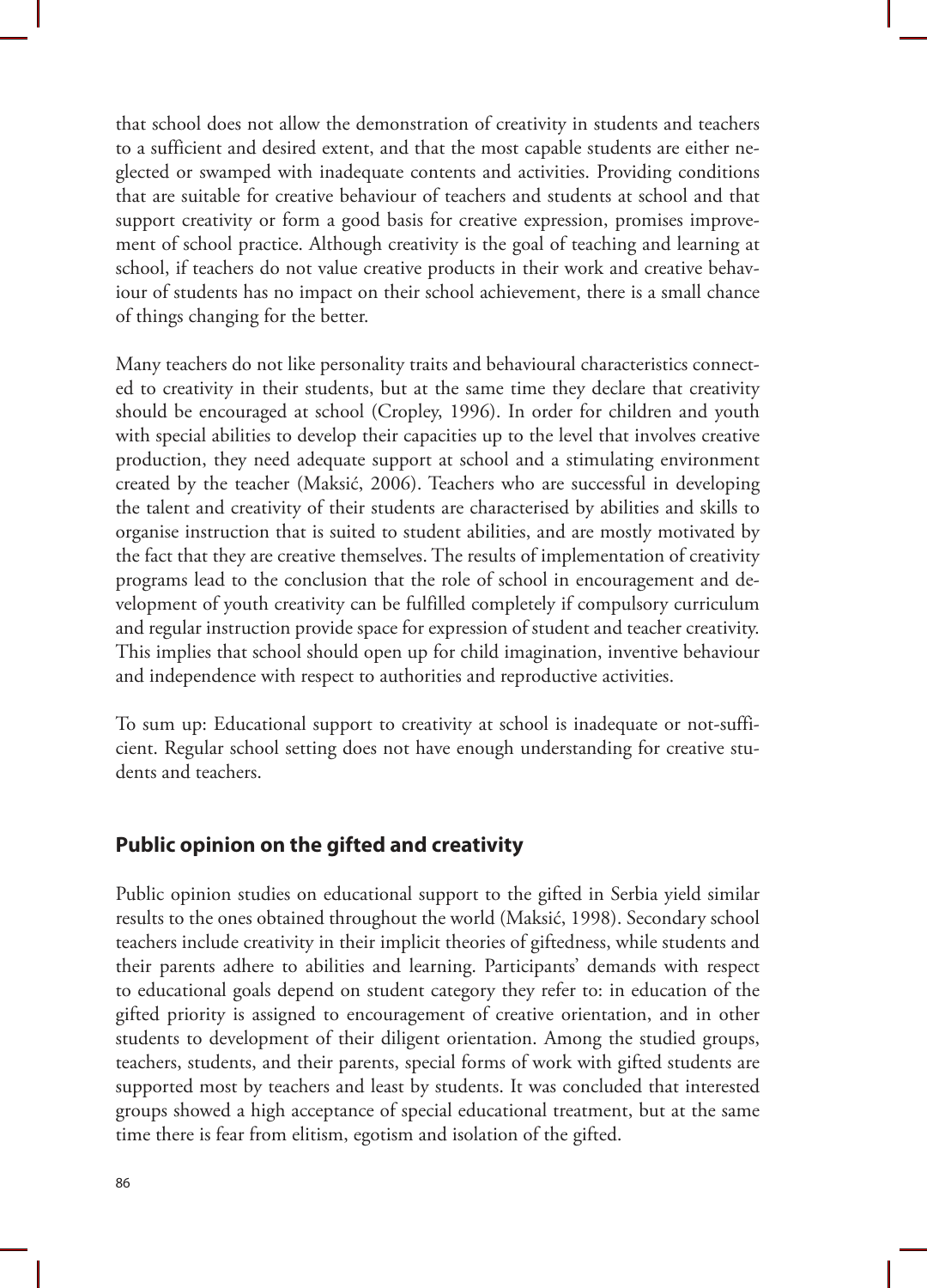that school does not allow the demonstration of creativity in students and teachers to a sufficient and desired extent, and that the most capable students are either neglected or swamped with inadequate contents and activities. Providing conditions that are suitable for creative behaviour of teachers and students at school and that support creativity or form a good basis for creative expression, promises improvement of school practice. Although creativity is the goal of teaching and learning at school, if teachers do not value creative products in their work and creative behaviour of students has no impact on their school achievement, there is a small chance of things changing for the better.

Many teachers do not like personality traits and behavioural characteristics connected to creativity in their students, but at the same time they declare that creativity should be encouraged at school (Cropley, 1996). In order for children and youth with special abilities to develop their capacities up to the level that involves creative production, they need adequate support at school and a stimulating environment created by the teacher (Maksić, 2006). Teachers who are successful in developing the talent and creativity of their students are characterised by abilities and skills to organise instruction that is suited to student abilities, and are mostly motivated by the fact that they are creative themselves. The results of implementation of creativity programs lead to the conclusion that the role of school in encouragement and development of youth creativity can be fulfilled completely if compulsory curriculum and regular instruction provide space for expression of student and teacher creativity. This implies that school should open up for child imagination, inventive behaviour and independence with respect to authorities and reproductive activities.

To sum up: Educational support to creativity at school is inadequate or not-sufficient. Regular school setting does not have enough understanding for creative students and teachers.

## Public opinion on the gifted and creativity

Public opinion studies on educational support to the gifted in Serbia yield similar results to the ones obtained throughout the world (Maksić, 1998). Secondary school teachers include creativity in their implicit theories of giftedness, while students and their parents adhere to abilities and learning. Participants' demands with respect to educational goals depend on student category they refer to: in education of the gifted priority is assigned to encouragement of creative orientation, and in other students to development of their diligent orientation. Among the studied groups, teachers, students, and their parents, special forms of work with gifted students are supported most by teachers and least by students. It was concluded that interested groups showed a high acceptance of special educational treatment, but at the same time there is fear from elitism, egotism and isolation of the gifted.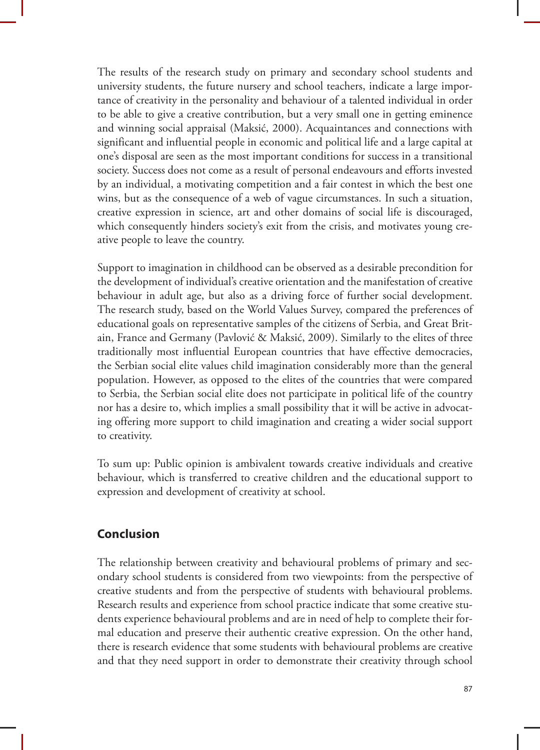The results of the research study on primary and secondary school students and university students, the future nursery and school teachers, indicate a large importance of creativity in the personality and behaviour of a talented individual in order to be able to give a creative contribution, but a very small one in getting eminence and winning social appraisal (Maksić, 2000). Acquaintances and connections with significant and influential people in economic and political life and a large capital at one's disposal are seen as the most important conditions for success in a transitional society. Success does not come as a result of personal endeavours and efforts invested by an individual, a motivating competition and a fair contest in which the best one wins, but as the consequence of a web of vague circumstances. In such a situation, creative expression in science, art and other domains of social life is discouraged, which consequently hinders society's exit from the crisis, and motivates young creative people to leave the country.

Support to imagination in childhood can be observed as a desirable precondition for the development of individual's creative orientation and the manifestation of creative behaviour in adult age, but also as a driving force of further social development. The research study, based on the World Values Survey, compared the preferences of educational goals on representative samples of the citizens of Serbia, and Great Britain, France and Germany (Pavlović & Maksić, 2009). Similarly to the elites of three traditionally most influential European countries that have effective democracies, the Serbian social elite values child imagination considerably more than the general population. However, as opposed to the elites of the countries that were compared to Serbia, the Serbian social elite does not participate in political life of the country nor has a desire to, which implies a small possibility that it will be active in advocating offering more support to child imagination and creating a wider social support to creativity.

To sum up: Public opinion is ambivalent towards creative individuals and creative behaviour, which is transferred to creative children and the educational support to expression and development of creativity at school.

## Conclusion

The relationship between creativity and behavioural problems of primary and secondary school students is considered from two viewpoints: from the perspective of creative students and from the perspective of students with behavioural problems. Research results and experience from school practice indicate that some creative students experience behavioural problems and are in need of help to complete their formal education and preserve their authentic creative expression. On the other hand, there is research evidence that some students with behavioural problems are creative and that they need support in order to demonstrate their creativity through school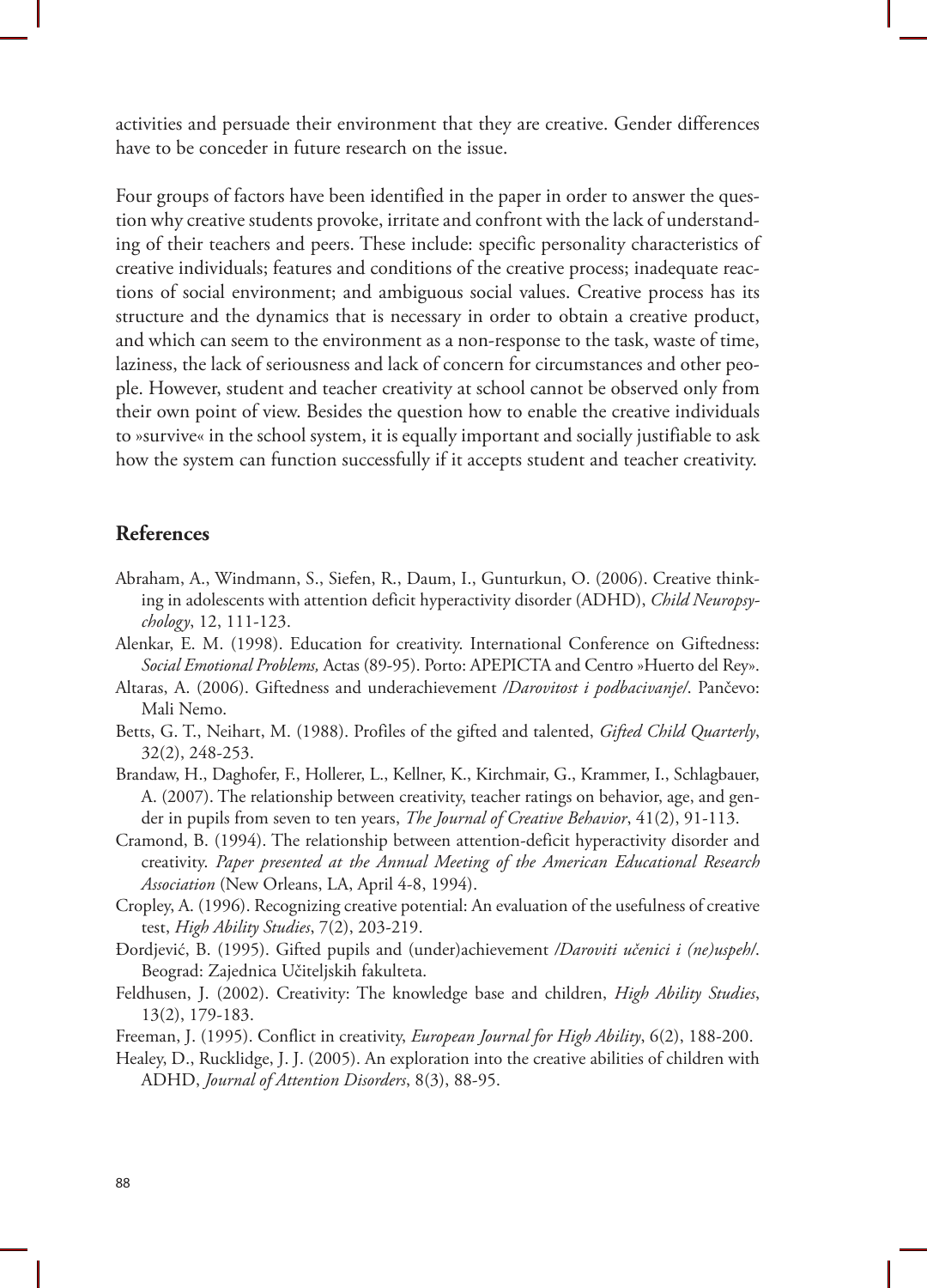activities and persuade their environment that they are creative. Gender differences have to be conceder in future research on the issue.

Four groups of factors have been identified in the paper in order to answer the question why creative students provoke, irritate and confront with the lack of understanding of their teachers and peers. These include: specific personality characteristics of creative individuals; features and conditions of the creative process; inadequate reactions of social environment; and ambiguous social values. Creative process has its structure and the dynamics that is necessary in order to obtain a creative product, and which can seem to the environment as a non-response to the task, waste of time, laziness, the lack of seriousness and lack of concern for circumstances and other people. However, student and teacher creativity at school cannot be observed only from their own point of view. Besides the question how to enable the creative individuals to »survive« in the school system, it is equally important and socially justifiable to ask how the system can function successfully if it accepts student and teacher creativity.

## References

Abraham, A., Windmann, S., Siefen, R., Daum, I., Gunturkun, O. (2006). Creative thinking in adolescents with attention deficit hyperactivity disorder (ADHD), *Child Neuropsychology*, 12, 111-123.

Alenkar, E. M. (1998). Education for creativity. International Conference on Giftedness: *Social Emotional Problems,* Actas (89-95). Porto: APEPICTA and Centro »Huerto del Rey».

Altaras, A. (2006). Giftedness and underachievement */Darovitost i podbacivanje/*. Pančevo: Mali Nemo.

Betts, G. T., Neihart, M. (1988). Profiles of the gifted and talented, *Gifted Child Quarterly*, 32(2), 248-253.

Brandaw, H., Daghofer, F., Hollerer, L., Kellner, K., Kirchmair, G., Krammer, I., Schlagbauer, A. (2007). The relationship between creativity, teacher ratings on behavior, age, and gender in pupils from seven to ten years, *The Journal of Creative Behavior*, 41(2), 91-113.

Cramond, B. (1994). The relationship between attention-deficit hyperactivity disorder and creativity. *Paper presented at the Annual Meeting of the American Educational Research Association* (New Orleans, LA, April 4-8, 1994).

Cropley, A. (1996). Recognizing creative potential: An evaluation of the usefulness of creative test, *High Ability Studies*, 7(2), 203-219.

Đordjević, B. (1995). Gifted pupils and (under)achievement */Daroviti učenici i (ne)uspeh/*. Beograd: Zajednica Učiteljskih fakulteta.

Feldhusen, J. (2002). Creativity: The knowledge base and children, *High Ability Studies*, 13(2), 179-183.

Freeman, J. (1995). Conflict in creativity, *European Journal for High Ability*, 6(2), 188-200.

Healey, D., Rucklidge, J. J. (2005). An exploration into the creative abilities of children with ADHD, *Journal of Attention Disorders*, 8(3), 88-95.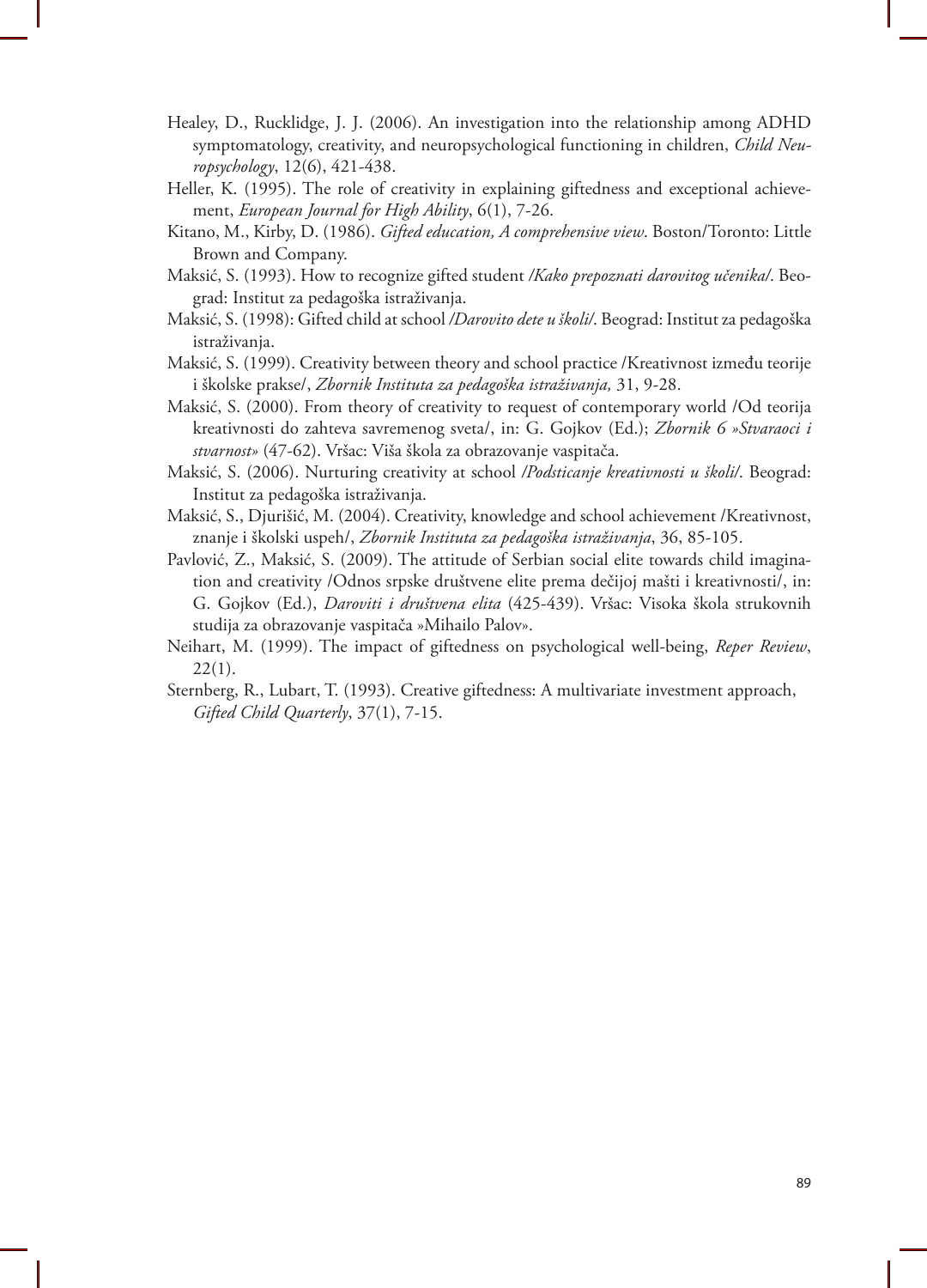Healey, D., Rucklidge, J. J. (2006). An investigation into the relationship among ADHD symptomatology, creativity, and neuropsychological functioning in children, *Child Neuropsychology*, 12(6), 421-438.

Heller, K. (1995). The role of creativity in explaining giftedness and exceptional achievement, *European Journal for High Ability*, 6(1), 7-26.

Kitano, M., Kirby, D. (1986). *Gifted education, A comprehensive view*. Boston/Toronto: Little Brown and Company.

Maksić, S. (1993). How to recognize gifted student /*Kako prepoznati darovitog učenika*/. Beograd: Institut za pedagoška istraživanja.

Maksić, S. (1998): Gifted child at school /*Darovito dete u školi*/. Beograd: Institut za pedagoška istraživanja.

Maksić, S. (1999). Creativity between theory and school practice /Kreativnost između teorije i školske prakse/, *Zbornik Instituta za pedagoška istraživanja,* 31, 9-28.

Maksić, S. (2000). From theory of creativity to request of contemporary world /Od teorija kreativnosti do zahteva savremenog sveta/, in: G. Gojkov (Ed.); *Zbornik 6 »Stvaraoci i stvarnost»* (47-62). Vršac: Viša škola za obrazovanje vaspitača.

Maksić, S. (2006). Nurturing creativity at school /*Podsticanje kreativnosti u školi*/. Beograd: Institut za pedagoška istraživanja.

Maksić, S., Djurišić, M. (2004). Creativity, knowledge and school achievement /Kreativnost, znanje i školski uspeh/, *Zbornik Instituta za pedagoška istraživanja*, 36, 85-105.

Pavlović, Z., Maksić, S. (2009). The attitude of Serbian social elite towards child imagination and creativity /Odnos srpske društvene elite prema dečijoj mašti i kreativnosti/, in: G. Gojkov (Ed.), *Daroviti i društvena elita* (425-439). Vršac: Visoka škola strukovnih studija za obrazovanje vaspitača »Mihailo Palov».

Neihart, M. (1999). The impact of giftedness on psychological well-being, *Reper Review*, 22(1).

Sternberg, R., Lubart, T. (1993). Creative giftedness: A multivariate investment approach, *Gifted Child Quarterly*, 37(1), 7-15.